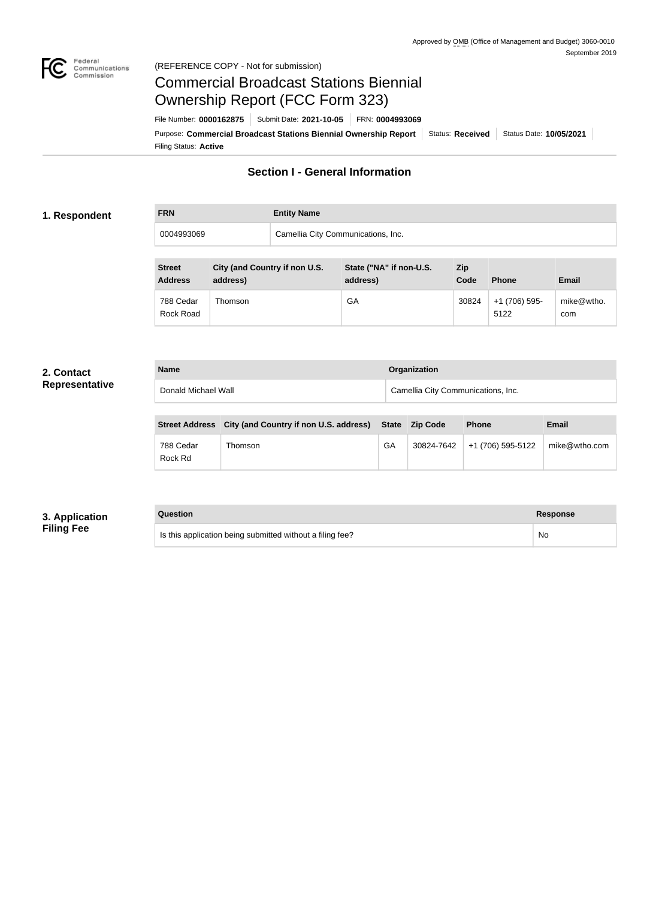Approved by OMB (Office of Management and Budget) 3060-0010
September 2019

(REFERENCE COPY - Not for submission)

# Commercial Broadcast Stations Biennial Ownership Report (FCC Form 323)

File Number: **0000162875** | Submit Date: **2021-10-05** | FRN: **0004993069**

Purpose: **Commercial Broadcast Stations Biennial Ownership Report** | Status: **Received** | Status Date: **10/05/2021**

Filing Status: **Active**

## Section I - General Information

### 1. Respondent

| FRN | Entity Name |
|---|---|
| 0004993069 | Camellia City Communications, Inc. |

| Street Address | City (and Country if non U.S. address) | State ("NA" if non-U.S. address) | Zip Code | Phone | Email |
|---|---|---|---|---|---|
| 788 Cedar Rock Road | Thomson | GA | 30824 | +1 (706) 595-5122 | mike@wtho.com |

### 2. Contact Representative

| Name | Organization |
|---|---|
| Donald Michael Wall | Camellia City Communications, Inc. |

| Street Address | City (and Country if non U.S. address) | State | Zip Code | Phone | Email |
|---|---|---|---|---|---|
| 788 Cedar Rock Rd | Thomson | GA | 30824-7642 | +1 (706) 595-5122 | mike@wtho.com |

### 3. Application Filing Fee

| Question | Response |
|---|---|
| Is this application being submitted without a filing fee? | No |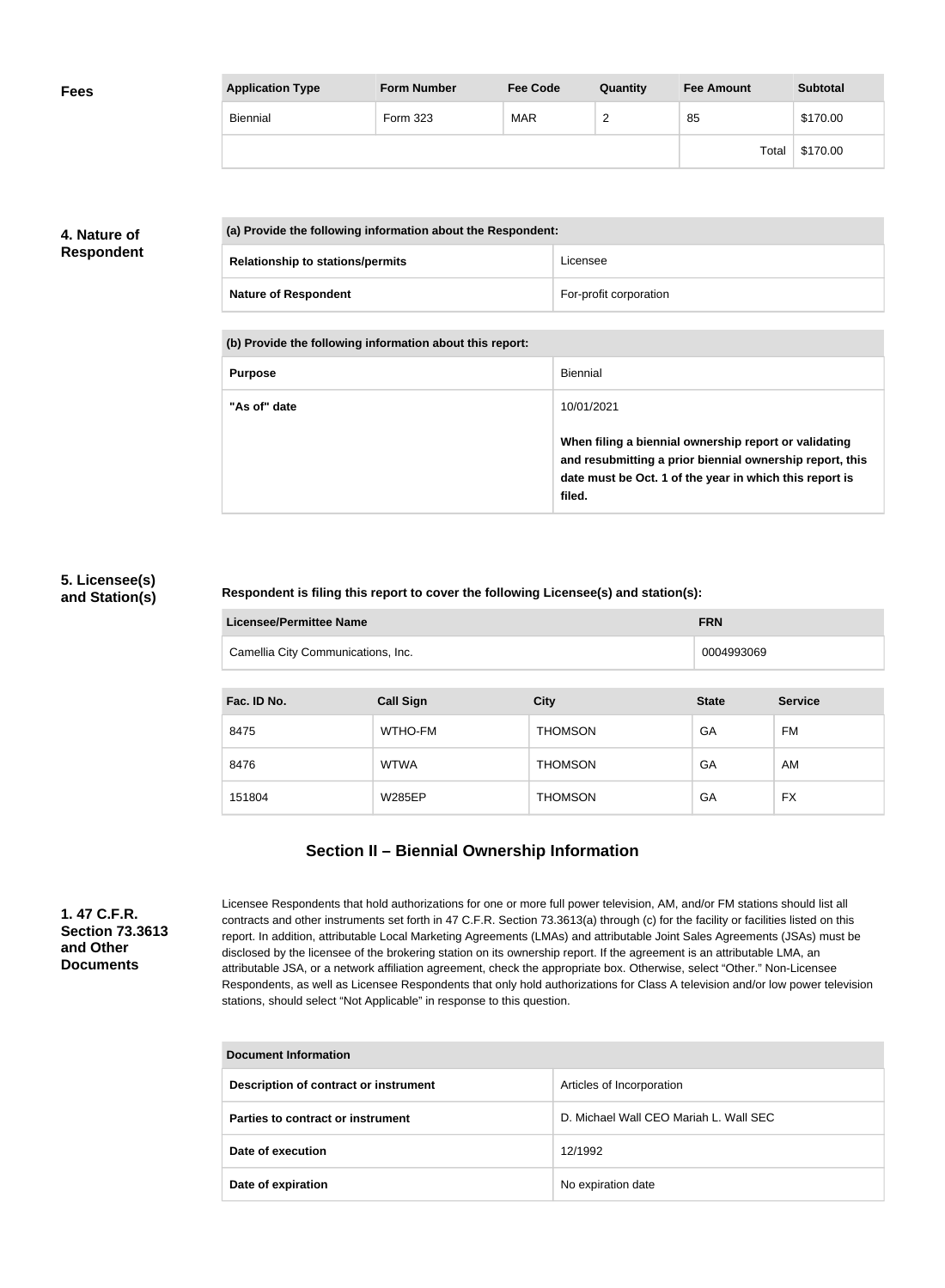**Fees**

| Application Type | Form Number | Fee Code | Quantity | Fee Amount | Subtotal |
|---|---|---|---|---|---|
| Biennial | Form 323 | MAR | 2 | 85 | $170.00 |
| | | | | Total | $170.00 |

**4. Nature of Respondent**

| (a) Provide the following information about the Respondent: | |
|---|---|
| **Relationship to stations/permits** | Licensee |
| **Nature of Respondent** | For-profit corporation |

| (b) Provide the following information about this report: | |
|---|---|
| **Purpose** | Biennial |
| **"As of" date** | 10/01/2021<br><br>**When filing a biennial ownership report or validating and resubmitting a prior biennial ownership report, this date must be Oct. 1 of the year in which this report is filed.** |

**5. Licensee(s) and Station(s)**

**Respondent is filing this report to cover the following Licensee(s) and station(s):**

| Licensee/Permittee Name | FRN |
|---|---|
| Camellia City Communications, Inc. | 0004993069 |

| Fac. ID No. | Call Sign | City | State | Service |
|---|---|---|---|---|
| 8475 | WTHO-FM | THOMSON | GA | FM |
| 8476 | WTWA | THOMSON | GA | AM |
| 151804 | W285EP | THOMSON | GA | FX |

## Section II – Biennial Ownership Information

**1. 47 C.F.R. Section 73.3613 and Other Documents**

Licensee Respondents that hold authorizations for one or more full power television, AM, and/or FM stations should list all contracts and other instruments set forth in 47 C.F.R. Section 73.3613(a) through (c) for the facility or facilities listed on this report. In addition, attributable Local Marketing Agreements (LMAs) and attributable Joint Sales Agreements (JSAs) must be disclosed by the licensee of the brokering station on its ownership report. If the agreement is an attributable LMA, an attributable JSA, or a network affiliation agreement, check the appropriate box. Otherwise, select "Other." Non-Licensee Respondents, as well as Licensee Respondents that only hold authorizations for Class A television and/or low power television stations, should select "Not Applicable" in response to this question.

| Document Information | |
|---|---|
| **Description of contract or instrument** | Articles of Incorporation |
| **Parties to contract or instrument** | D. Michael Wall CEO Mariah L. Wall SEC |
| **Date of execution** | 12/1992 |
| **Date of expiration** | No expiration date |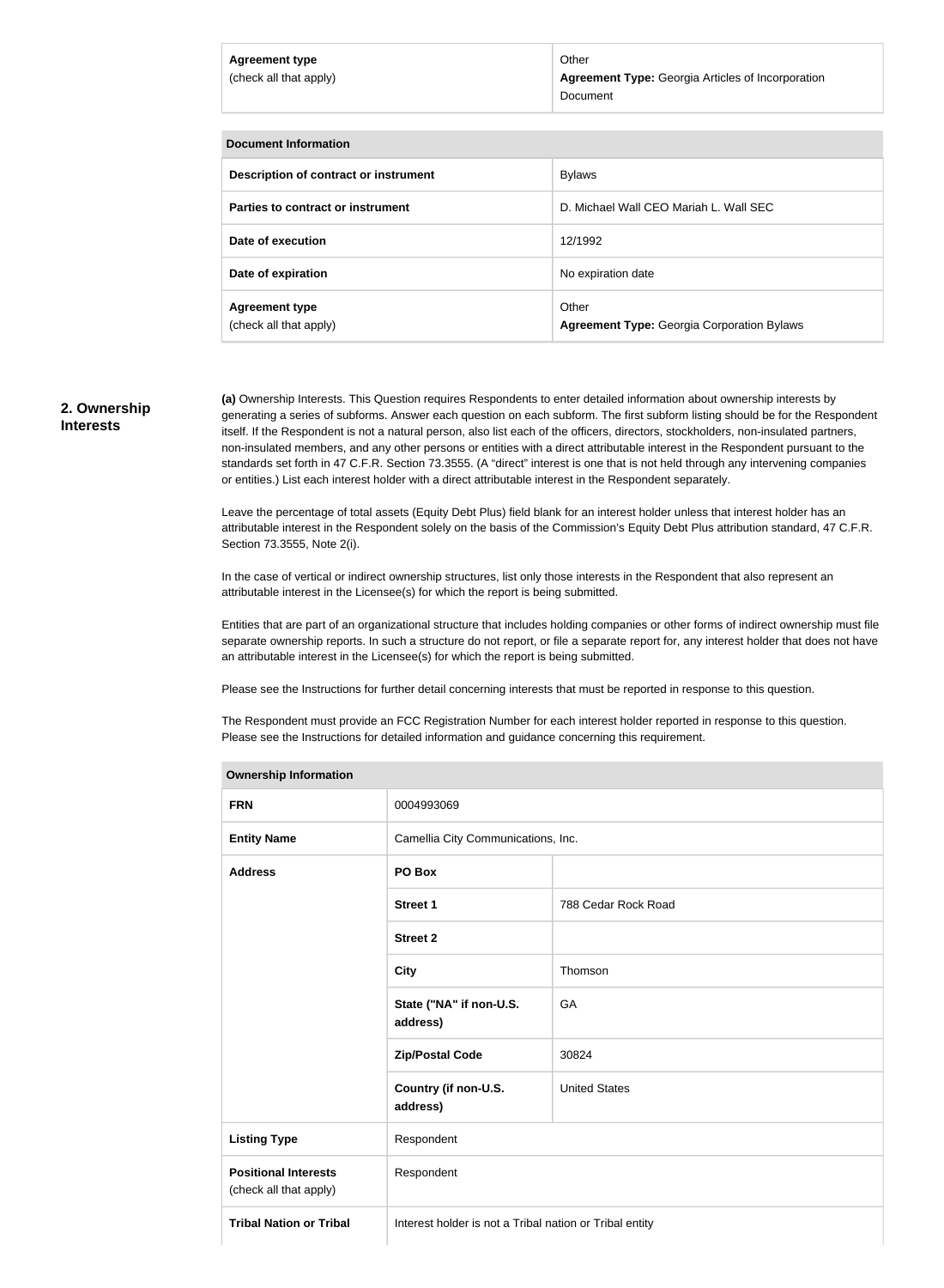| Agreement type (check all that apply) | Other<br>**Agreement Type:** Georgia Articles of Incorporation Document |
|---|---|

| Document Information | |
|---|---|
| **Description of contract or instrument** | Bylaws |
| **Parties to contract or instrument** | D. Michael Wall CEO Mariah L. Wall SEC |
| **Date of execution** | 12/1992 |
| **Date of expiration** | No expiration date |
| **Agreement type** (check all that apply) | Other<br>**Agreement Type:** Georgia Corporation Bylaws |

## 2. Ownership Interests

**(a)** Ownership Interests. This Question requires Respondents to enter detailed information about ownership interests by generating a series of subforms. Answer each question on each subform. The first subform listing should be for the Respondent itself. If the Respondent is not a natural person, also list each of the officers, directors, stockholders, non-insulated partners, non-insulated members, and any other persons or entities with a direct attributable interest in the Respondent pursuant to the standards set forth in 47 C.F.R. Section 73.3555. (A "direct" interest is one that is not held through any intervening companies or entities.) List each interest holder with a direct attributable interest in the Respondent separately.

Leave the percentage of total assets (Equity Debt Plus) field blank for an interest holder unless that interest holder has an attributable interest in the Respondent solely on the basis of the Commission's Equity Debt Plus attribution standard, 47 C.F.R. Section 73.3555, Note 2(i).

In the case of vertical or indirect ownership structures, list only those interests in the Respondent that also represent an attributable interest in the Licensee(s) for which the report is being submitted.

Entities that are part of an organizational structure that includes holding companies or other forms of indirect ownership must file separate ownership reports. In such a structure do not report, or file a separate report for, any interest holder that does not have an attributable interest in the Licensee(s) for which the report is being submitted.

Please see the Instructions for further detail concerning interests that must be reported in response to this question.

The Respondent must provide an FCC Registration Number for each interest holder reported in response to this question. Please see the Instructions for detailed information and guidance concerning this requirement.

| Ownership Information | | |
|---|---|---|
| **FRN** | 0004993069 | |
| **Entity Name** | Camellia City Communications, Inc. | |
| **Address** | **PO Box** | |
| | **Street 1** | 788 Cedar Rock Road |
| | **Street 2** | |
| | **City** | Thomson |
| | **State ("NA" if non-U.S. address)** | GA |
| | **Zip/Postal Code** | 30824 |
| | **Country (if non-U.S. address)** | United States |
| **Listing Type** | Respondent | |
| **Positional Interests** (check all that apply) | Respondent | |
| **Tribal Nation or Tribal** | Interest holder is not a Tribal nation or Tribal entity | |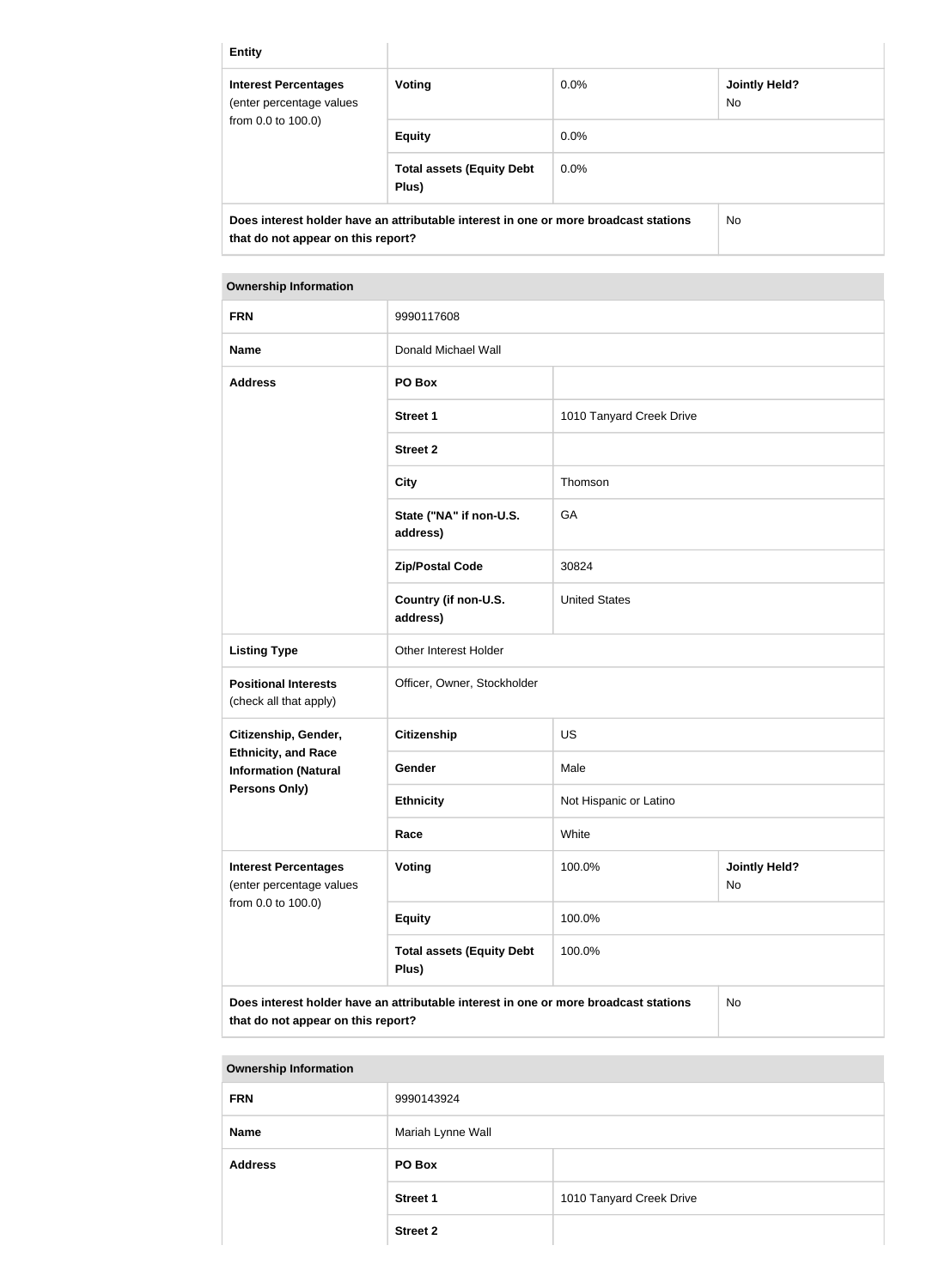| Entity | | | |
|---|---|---|---|
| **Interest Percentages** (enter percentage values from 0.0 to 100.0) | **Voting** | 0.0% | **Jointly Held?** No |
| | **Equity** | 0.0% | |
| | **Total assets (Equity Debt Plus)** | 0.0% | |
| **Does interest holder have an attributable interest in one or more broadcast stations that do not appear on this report?** | | | No |

| **Ownership Information** | | | |
|---|---|---|---|
| **FRN** | 9990117608 | | |
| **Name** | Donald Michael Wall | | |
| **Address** | **PO Box** | | |
| | **Street 1** | 1010 Tanyard Creek Drive | |
| | **Street 2** | | |
| | **City** | Thomson | |
| | **State ("NA" if non-U.S. address)** | GA | |
| | **Zip/Postal Code** | 30824 | |
| | **Country (if non-U.S. address)** | United States | |
| **Listing Type** | Other Interest Holder | | |
| **Positional Interests** (check all that apply) | Officer, Owner, Stockholder | | |
| **Citizenship, Gender, Ethnicity, and Race Information (Natural Persons Only)** | **Citizenship** | US | |
| | **Gender** | Male | |
| | **Ethnicity** | Not Hispanic or Latino | |
| | **Race** | White | |
| **Interest Percentages** (enter percentage values from 0.0 to 100.0) | **Voting** | 100.0% | **Jointly Held?** No |
| | **Equity** | 100.0% | |
| | **Total assets (Equity Debt Plus)** | 100.0% | |
| **Does interest holder have an attributable interest in one or more broadcast stations that do not appear on this report?** | | | No |

| **Ownership Information** | | |
|---|---|---|
| **FRN** | 9990143924 | |
| **Name** | Mariah Lynne Wall | |
| **Address** | **PO Box** | |
| | **Street 1** | 1010 Tanyard Creek Drive |
| | **Street 2** | |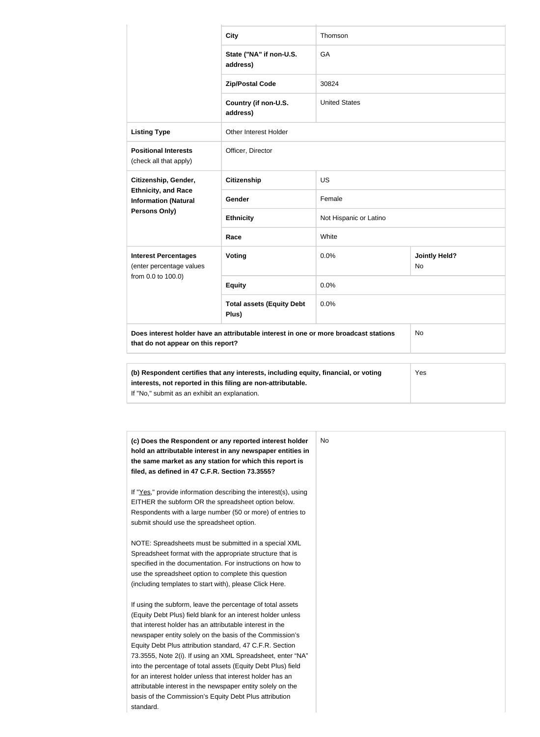| | | | |
|---|---|---|---|
| | **City** | Thomson | |
| | **State ("NA" if non-U.S. address)** | GA | |
| | **Zip/Postal Code** | 30824 | |
| | **Country (if non-U.S. address)** | United States | |
| **Listing Type** | Other Interest Holder | | |
| **Positional Interests** (check all that apply) | Officer, Director | | |
| **Citizenship, Gender, Ethnicity, and Race Information (Natural Persons Only)** | **Citizenship** | US | |
| | **Gender** | Female | |
| | **Ethnicity** | Not Hispanic or Latino | |
| | **Race** | White | |
| **Interest Percentages** (enter percentage values from 0.0 to 100.0) | **Voting** | 0.0% | **Jointly Held?** No |
| | **Equity** | 0.0% | |
| | **Total assets (Equity Debt Plus)** | 0.0% | |
| **Does interest holder have an attributable interest in one or more broadcast stations that do not appear on this report?** | | | No |

| | |
|---|---|
| **(b) Respondent certifies that any interests, including equity, financial, or voting interests, not reported in this filing are non-attributable.** If "No," submit as an exhibit an explanation. | Yes |

| | |
|---|---|
| **(c) Does the Respondent or any reported interest holder hold an attributable interest in any newspaper entities in the same market as any station for which this report is filed, as defined in 47 C.F.R. Section 73.3555?**<br><br>If "Yes," provide information describing the interest(s), using EITHER the subform OR the spreadsheet option below. Respondents with a large number (50 or more) of entries to submit should use the spreadsheet option.<br><br>NOTE: Spreadsheets must be submitted in a special XML Spreadsheet format with the appropriate structure that is specified in the documentation. For instructions on how to use the spreadsheet option to complete this question (including templates to start with), please Click Here.<br><br>If using the subform, leave the percentage of total assets (Equity Debt Plus) field blank for an interest holder unless that interest holder has an attributable interest in the newspaper entity solely on the basis of the Commission's Equity Debt Plus attribution standard, 47 C.F.R. Section 73.3555, Note 2(i). If using an XML Spreadsheet, enter "NA" into the percentage of total assets (Equity Debt Plus) field for an interest holder unless that interest holder has an attributable interest in the newspaper entity solely on the basis of the Commission's Equity Debt Plus attribution standard. | No |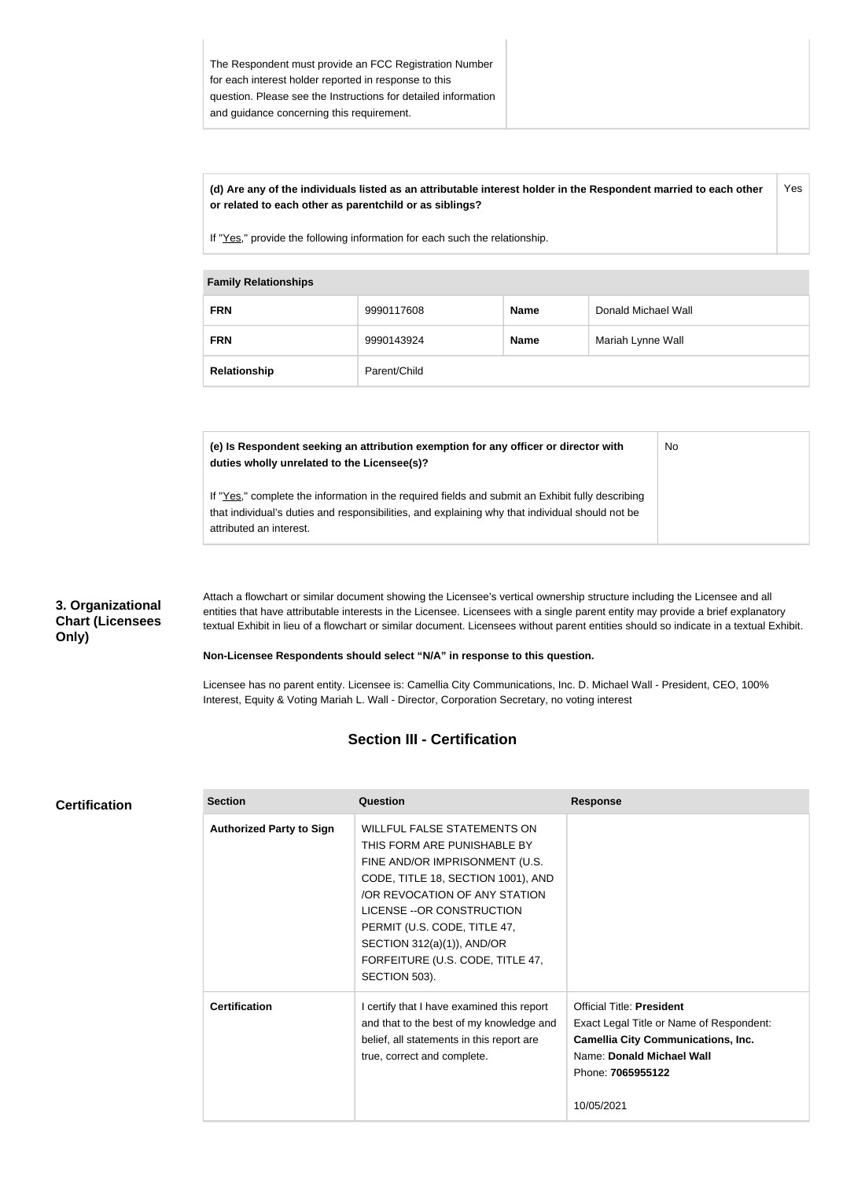| | |
|---|---|
| The Respondent must provide an FCC Registration Number for each interest holder reported in response to this question. Please see the Instructions for detailed information and guidance concerning this requirement. | |

| | |
|---|---|
| **(d) Are any of the individuals listed as an attributable interest holder in the Respondent married to each other or related to each other as parentchild or as siblings?**<br><br>If "Yes," provide the following information for each such the relationship. | Yes |

| Family Relationships | | | |
|---|---|---|---|
| **FRN** | 9990117608 | **Name** | Donald Michael Wall |
| **FRN** | 9990143924 | **Name** | Mariah Lynne Wall |
| **Relationship** | Parent/Child | | |

| | |
|---|---|
| **(e) Is Respondent seeking an attribution exemption for any officer or director with duties wholly unrelated to the Licensee(s)?**<br><br>If "Yes," complete the information in the required fields and submit an Exhibit fully describing that individual's duties and responsibilities, and explaining why that individual should not be attributed an interest. | No |

### 3. Organizational Chart (Licensees Only)

Attach a flowchart or similar document showing the Licensee's vertical ownership structure including the Licensee and all entities that have attributable interests in the Licensee. Licensees with a single parent entity may provide a brief explanatory textual Exhibit in lieu of a flowchart or similar document. Licensees without parent entities should so indicate in a textual Exhibit.

**Non-Licensee Respondents should select "N/A" in response to this question.**

Licensee has no parent entity. Licensee is: Camellia City Communications, Inc. D. Michael Wall - President, CEO, 100% Interest, Equity & Voting Mariah L. Wall - Director, Corporation Secretary, no voting interest

## Section III - Certification

### Certification

| Section | Question | Response |
|---|---|---|
| **Authorized Party to Sign** | WILLFUL FALSE STATEMENTS ON THIS FORM ARE PUNISHABLE BY FINE AND/OR IMPRISONMENT (U.S. CODE, TITLE 18, SECTION 1001), AND /OR REVOCATION OF ANY STATION LICENSE --OR CONSTRUCTION PERMIT (U.S. CODE, TITLE 47, SECTION 312(a)(1)), AND/OR FORFEITURE (U.S. CODE, TITLE 47, SECTION 503). | |
| **Certification** | I certify that I have examined this report and that to the best of my knowledge and belief, all statements in this report are true, correct and complete. | Official Title: **President**<br>Exact Legal Title or Name of Respondent: **Camellia City Communications, Inc.**<br>Name: **Donald Michael Wall**<br>Phone: **7065955122**<br><br>10/05/2021 |